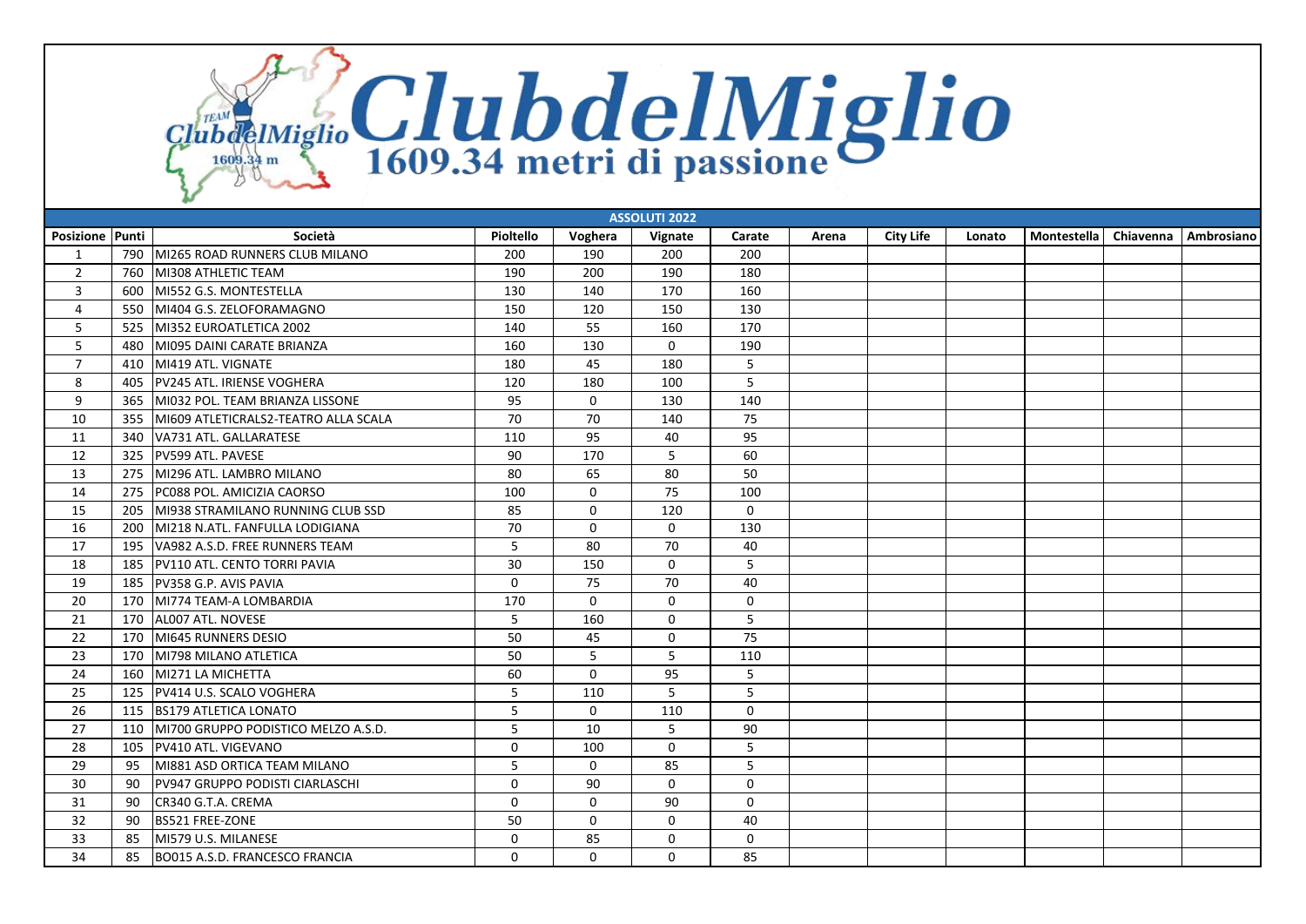# ClubdelMiglio

1609.34 metri di passione

| ASSOLUTI 2022 | | | | | | | | | | | | | |
|---|---|---|---|---|---|---|---|---|---|---|---|---|---|
| Posizione | Punti | Società | Pioltello | Voghera | Vignate | Carate | Arena | City Life | Lonato | Montestella | Chiavenna | Ambrosiano |
| 1 | 790 | MI265 ROAD RUNNERS CLUB MILANO | 200 | 190 | 200 | 200 | | | | | | |
| 2 | 760 | MI308 ATHLETIC TEAM | 190 | 200 | 190 | 180 | | | | | | |
| 3 | 600 | MI552 G.S. MONTESTELLA | 130 | 140 | 170 | 160 | | | | | | |
| 4 | 550 | MI404 G.S. ZELOFORAMAGNO | 150 | 120 | 150 | 130 | | | | | | |
| 5 | 525 | MI352 EUROATLETICA 2002 | 140 | 55 | 160 | 170 | | | | | | |
| 5 | 480 | MI095 DAINI CARATE BRIANZA | 160 | 130 | 0 | 190 | | | | | | |
| 7 | 410 | MI419 ATL. VIGNATE | 180 | 45 | 180 | 5 | | | | | | |
| 8 | 405 | PV245 ATL. IRIENSE VOGHERA | 120 | 180 | 100 | 5 | | | | | | |
| 9 | 365 | MI032 POL. TEAM BRIANZA LISSONE | 95 | 0 | 130 | 140 | | | | | | |
| 10 | 355 | MI609 ATLETICRALS2-TEATRO ALLA SCALA | 70 | 70 | 140 | 75 | | | | | | |
| 11 | 340 | VA731 ATL. GALLARATESE | 110 | 95 | 40 | 95 | | | | | | |
| 12 | 325 | PV599 ATL. PAVESE | 90 | 170 | 5 | 60 | | | | | | |
| 13 | 275 | MI296 ATL. LAMBRO MILANO | 80 | 65 | 80 | 50 | | | | | | |
| 14 | 275 | PC088 POL. AMICIZIA CAORSO | 100 | 0 | 75 | 100 | | | | | | |
| 15 | 205 | MI938 STRAMILANO RUNNING CLUB SSD | 85 | 0 | 120 | 0 | | | | | | |
| 16 | 200 | MI218 N.ATL. FANFULLA LODIGIANA | 70 | 0 | 0 | 130 | | | | | | |
| 17 | 195 | VA982 A.S.D. FREE RUNNERS TEAM | 5 | 80 | 70 | 40 | | | | | | |
| 18 | 185 | PV110 ATL. CENTO TORRI PAVIA | 30 | 150 | 0 | 5 | | | | | | |
| 19 | 185 | PV358 G.P. AVIS PAVIA | 0 | 75 | 70 | 40 | | | | | | |
| 20 | 170 | MI774 TEAM-A LOMBARDIA | 170 | 0 | 0 | 0 | | | | | | |
| 21 | 170 | AL007 ATL. NOVESE | 5 | 160 | 0 | 5 | | | | | | |
| 22 | 170 | MI645 RUNNERS DESIO | 50 | 45 | 0 | 75 | | | | | | |
| 23 | 170 | MI798 MILANO ATLETICA | 50 | 5 | 5 | 110 | | | | | | |
| 24 | 160 | MI271 LA MICHETTA | 60 | 0 | 95 | 5 | | | | | | |
| 25 | 125 | PV414 U.S. SCALO VOGHERA | 5 | 110 | 5 | 5 | | | | | | |
| 26 | 115 | BS179 ATLETICA LONATO | 5 | 0 | 110 | 0 | | | | | | |
| 27 | 110 | MI700 GRUPPO PODISTICO MELZO A.S.D. | 5 | 10 | 5 | 90 | | | | | | |
| 28 | 105 | PV410 ATL. VIGEVANO | 0 | 100 | 0 | 5 | | | | | | |
| 29 | 95 | MI881 ASD ORTICA TEAM MILANO | 5 | 0 | 85 | 5 | | | | | | |
| 30 | 90 | PV947 GRUPPO PODISTI CIARLASCHI | 0 | 90 | 0 | 0 | | | | | | |
| 31 | 90 | CR340 G.T.A. CREMA | 0 | 0 | 90 | 0 | | | | | | |
| 32 | 90 | BS521 FREE-ZONE | 50 | 0 | 0 | 40 | | | | | | |
| 33 | 85 | MI579 U.S. MILANESE | 0 | 85 | 0 | 0 | | | | | | |
| 34 | 85 | BO015 A.S.D. FRANCESCO FRANCIA | 0 | 0 | 0 | 85 | | | | | | |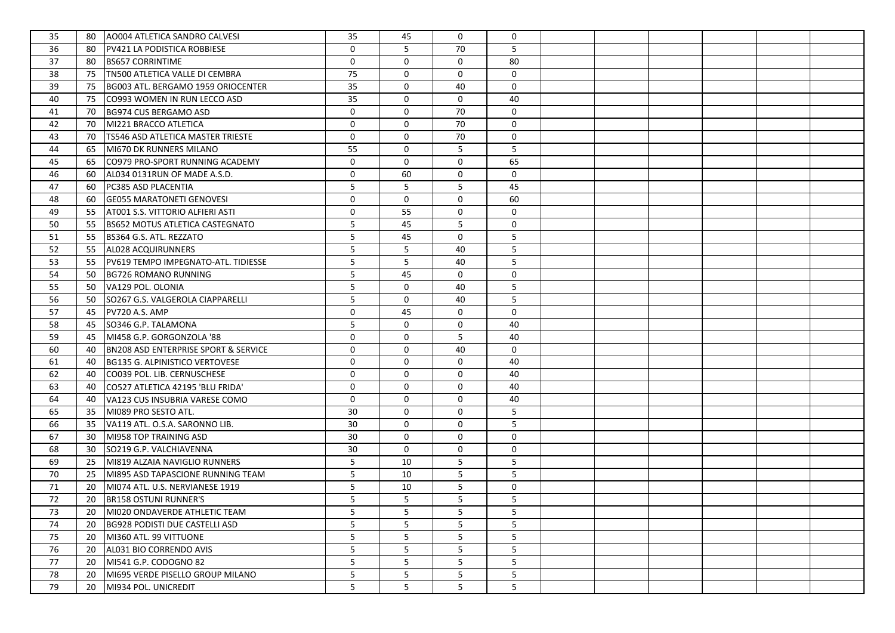| | | | | | | | | | | | | | |
|---|---|---|---|---|---|---|---|---|---|---|---|---|---|
| 35 | 80 | AO004 ATLETICA SANDRO CALVESI | 35 | 45 | 0 | 0 | | | | | | |
| 36 | 80 | PV421 LA PODISTICA ROBBIESE | 0 | 5 | 70 | 5 | | | | | | |
| 37 | 80 | BS657 CORRINTIME | 0 | 0 | 0 | 80 | | | | | | |
| 38 | 75 | TN500 ATLETICA VALLE DI CEMBRA | 75 | 0 | 0 | 0 | | | | | | |
| 39 | 75 | BG003 ATL. BERGAMO 1959 ORIOCENTER | 35 | 0 | 40 | 0 | | | | | | |
| 40 | 75 | CO993 WOMEN IN RUN LECCO ASD | 35 | 0 | 0 | 40 | | | | | | |
| 41 | 70 | BG974 CUS BERGAMO ASD | 0 | 0 | 70 | 0 | | | | | | |
| 42 | 70 | MI221 BRACCO ATLETICA | 0 | 0 | 70 | 0 | | | | | | |
| 43 | 70 | TS546 ASD ATLETICA MASTER TRIESTE | 0 | 0 | 70 | 0 | | | | | | |
| 44 | 65 | MI670 DK RUNNERS MILANO | 55 | 0 | 5 | 5 | | | | | | |
| 45 | 65 | CO979 PRO-SPORT RUNNING ACADEMY | 0 | 0 | 0 | 65 | | | | | | |
| 46 | 60 | AL034 0131RUN OF MADE A.S.D. | 0 | 60 | 0 | 0 | | | | | | |
| 47 | 60 | PC385 ASD PLACENTIA | 5 | 5 | 5 | 45 | | | | | | |
| 48 | 60 | GE055 MARATONETI GENOVESI | 0 | 0 | 0 | 60 | | | | | | |
| 49 | 55 | AT001 S.S. VITTORIO ALFIERI ASTI | 0 | 55 | 0 | 0 | | | | | | |
| 50 | 55 | BS652 MOTUS ATLETICA CASTEGNATO | 5 | 45 | 5 | 0 | | | | | | |
| 51 | 55 | BS364 G.S. ATL. REZZATO | 5 | 45 | 0 | 5 | | | | | | |
| 52 | 55 | AL028 ACQUIRUNNERS | 5 | 5 | 40 | 5 | | | | | | |
| 53 | 55 | PV619 TEMPO IMPEGNATO-ATL. TIDIESSE | 5 | 5 | 40 | 5 | | | | | | |
| 54 | 50 | BG726 ROMANO RUNNING | 5 | 45 | 0 | 0 | | | | | | |
| 55 | 50 | VA129 POL. OLONIA | 5 | 0 | 40 | 5 | | | | | | |
| 56 | 50 | SO267 G.S. VALGEROLA CIAPPARELLI | 5 | 0 | 40 | 5 | | | | | | |
| 57 | 45 | PV720 A.S. AMP | 0 | 45 | 0 | 0 | | | | | | |
| 58 | 45 | SO346 G.P. TALAMONA | 5 | 0 | 0 | 40 | | | | | | |
| 59 | 45 | MI458 G.P. GORGONZOLA '88 | 0 | 0 | 5 | 40 | | | | | | |
| 60 | 40 | BN208 ASD ENTERPRISE SPORT & SERVICE | 0 | 0 | 40 | 0 | | | | | | |
| 61 | 40 | BG135 G. ALPINISTICO VERTOVESE | 0 | 0 | 0 | 40 | | | | | | |
| 62 | 40 | CO039 POL. LIB. CERNUSCHESE | 0 | 0 | 0 | 40 | | | | | | |
| 63 | 40 | CO527 ATLETICA 42195 'BLU FRIDA' | 0 | 0 | 0 | 40 | | | | | | |
| 64 | 40 | VA123 CUS INSUBRIA VARESE COMO | 0 | 0 | 0 | 40 | | | | | | |
| 65 | 35 | MI089 PRO SESTO ATL. | 30 | 0 | 0 | 5 | | | | | | |
| 66 | 35 | VA119 ATL. O.S.A. SARONNO LIB. | 30 | 0 | 0 | 5 | | | | | | |
| 67 | 30 | MI958 TOP TRAINING ASD | 30 | 0 | 0 | 0 | | | | | | |
| 68 | 30 | SO219 G.P. VALCHIAVENNA | 30 | 0 | 0 | 0 | | | | | | |
| 69 | 25 | MI819 ALZAIA NAVIGLIO RUNNERS | 5 | 10 | 5 | 5 | | | | | | |
| 70 | 25 | MI895 ASD TAPASCIONE RUNNING TEAM | 5 | 10 | 5 | 5 | | | | | | |
| 71 | 20 | MI074 ATL. U.S. NERVIANESE 1919 | 5 | 10 | 5 | 0 | | | | | | |
| 72 | 20 | BR158 OSTUNI RUNNER'S | 5 | 5 | 5 | 5 | | | | | | |
| 73 | 20 | MI020 ONDAVERDE ATHLETIC TEAM | 5 | 5 | 5 | 5 | | | | | | |
| 74 | 20 | BG928 PODISTI DUE CASTELLI ASD | 5 | 5 | 5 | 5 | | | | | | |
| 75 | 20 | MI360 ATL. 99 VITTUONE | 5 | 5 | 5 | 5 | | | | | | |
| 76 | 20 | AL031 BIO CORRENDO AVIS | 5 | 5 | 5 | 5 | | | | | | |
| 77 | 20 | MI541 G.P. CODOGNO 82 | 5 | 5 | 5 | 5 | | | | | | |
| 78 | 20 | MI695 VERDE PISELLO GROUP MILANO | 5 | 5 | 5 | 5 | | | | | | |
| 79 | 20 | MI934 POL. UNICREDIT | 5 | 5 | 5 | 5 | | | | | | |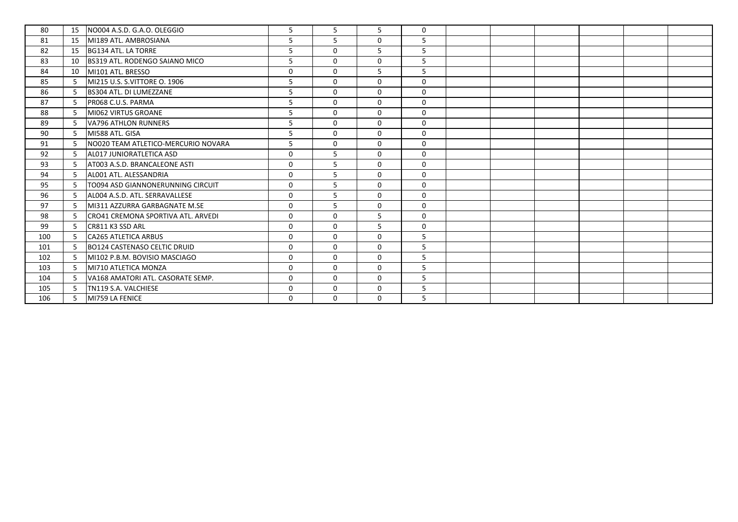| | | | | | | | | | | | | | |
|---|---|---|---|---|---|---|---|---|---|---|---|---|---|
| 80 | 15 | NO004 A.S.D. G.A.O. OLEGGIO | 5 | 5 | 5 | 0 | | | | | | |
| 81 | 15 | MI189 ATL. AMBROSIANA | 5 | 5 | 0 | 5 | | | | | | |
| 82 | 15 | BG134 ATL. LA TORRE | 5 | 0 | 5 | 5 | | | | | | |
| 83 | 10 | BS319 ATL. RODENGO SAIANO MICO | 5 | 0 | 0 | 5 | | | | | | |
| 84 | 10 | MI101 ATL. BRESSO | 0 | 0 | 5 | 5 | | | | | | |
| 85 | 5 | MI215 U.S. S.VITTORE O. 1906 | 5 | 0 | 0 | 0 | | | | | | |
| 86 | 5 | BS304 ATL. DI LUMEZZANE | 5 | 0 | 0 | 0 | | | | | | |
| 87 | 5 | PR068 C.U.S. PARMA | 5 | 0 | 0 | 0 | | | | | | |
| 88 | 5 | MI062 VIRTUS GROANE | 5 | 0 | 0 | 0 | | | | | | |
| 89 | 5 | VA796 ATHLON RUNNERS | 5 | 0 | 0 | 0 | | | | | | |
| 90 | 5 | MI588 ATL. GISA | 5 | 0 | 0 | 0 | | | | | | |
| 91 | 5 | NO020 TEAM ATLETICO-MERCURIO NOVARA | 5 | 0 | 0 | 0 | | | | | | |
| 92 | 5 | AL017 JUNIORATLETICA ASD | 0 | 5 | 0 | 0 | | | | | | |
| 93 | 5 | AT003 A.S.D. BRANCALEONE ASTI | 0 | 5 | 0 | 0 | | | | | | |
| 94 | 5 | AL001 ATL. ALESSANDRIA | 0 | 5 | 0 | 0 | | | | | | |
| 95 | 5 | TO094 ASD GIANNONERUNNING CIRCUIT | 0 | 5 | 0 | 0 | | | | | | |
| 96 | 5 | AL004 A.S.D. ATL. SERRAVALLESE | 0 | 5 | 0 | 0 | | | | | | |
| 97 | 5 | MI311 AZZURRA GARBAGNATE M.SE | 0 | 5 | 0 | 0 | | | | | | |
| 98 | 5 | CR041 CREMONA SPORTIVA ATL. ARVEDI | 0 | 0 | 5 | 0 | | | | | | |
| 99 | 5 | CR811 K3 SSD ARL | 0 | 0 | 5 | 0 | | | | | | |
| 100 | 5 | CA265 ATLETICA ARBUS | 0 | 0 | 0 | 5 | | | | | | |
| 101 | 5 | BO124 CASTENASO CELTIC DRUID | 0 | 0 | 0 | 5 | | | | | | |
| 102 | 5 | MI102 P.B.M. BOVISIO MASCIAGO | 0 | 0 | 0 | 5 | | | | | | |
| 103 | 5 | MI710 ATLETICA MONZA | 0 | 0 | 0 | 5 | | | | | | |
| 104 | 5 | VA168 AMATORI ATL. CASORATE SEMP. | 0 | 0 | 0 | 5 | | | | | | |
| 105 | 5 | TN119 S.A. VALCHIESE | 0 | 0 | 0 | 5 | | | | | | |
| 106 | 5 | MI759 LA FENICE | 0 | 0 | 0 | 5 | | | | | | |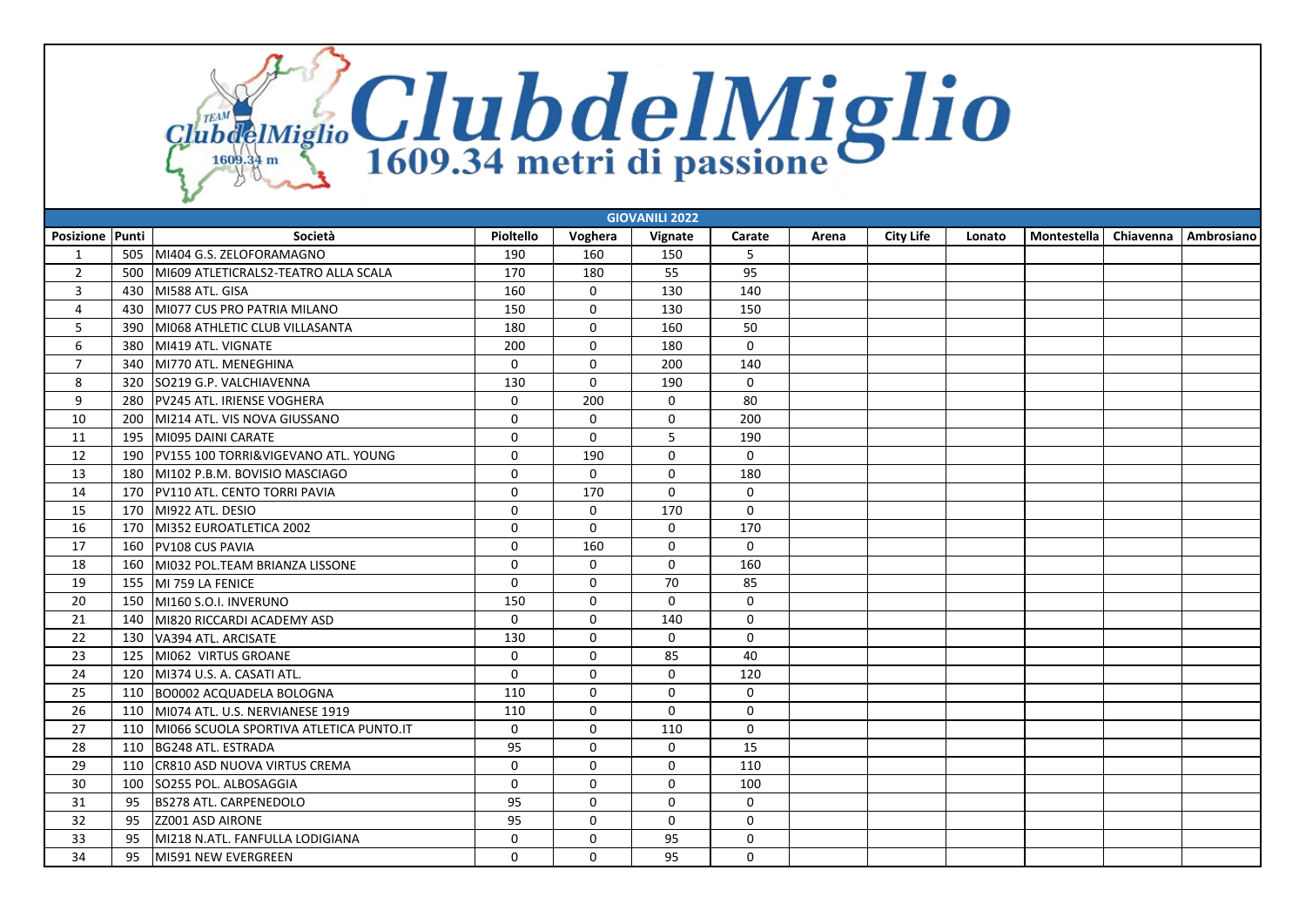# ClubdelMiglio

1609.34 metri di passione

| Posizione | Punti | Società | Pioltello | Voghera | Vignate | Carate | Arena | City Life | Lonato | Montestella | Chiavenna | Ambrosiano |
|---|---|---|---|---|---|---|---|---|---|---|---|---|
| GIOVANILI 2022 | | | | | | | | | | | | |
| 1 | 505 | MI404 G.S. ZELOFORAMAGNO | 190 | 160 | 150 | 5 | | | | | | |
| 2 | 500 | MI609 ATLETICRALS2-TEATRO ALLA SCALA | 170 | 180 | 55 | 95 | | | | | | |
| 3 | 430 | MI588 ATL. GISA | 160 | 0 | 130 | 140 | | | | | | |
| 4 | 430 | MI077 CUS PRO PATRIA MILANO | 150 | 0 | 130 | 150 | | | | | | |
| 5 | 390 | MI068 ATHLETIC CLUB VILLASANTA | 180 | 0 | 160 | 50 | | | | | | |
| 6 | 380 | MI419 ATL. VIGNATE | 200 | 0 | 180 | 0 | | | | | | |
| 7 | 340 | MI770 ATL. MENEGHINA | 0 | 0 | 200 | 140 | | | | | | |
| 8 | 320 | SO219 G.P. VALCHIAVENNA | 130 | 0 | 190 | 0 | | | | | | |
| 9 | 280 | PV245 ATL. IRIENSE VOGHERA | 0 | 200 | 0 | 80 | | | | | | |
| 10 | 200 | MI214 ATL. VIS NOVA GIUSSANO | 0 | 0 | 0 | 200 | | | | | | |
| 11 | 195 | MI095 DAINI CARATE | 0 | 0 | 5 | 190 | | | | | | |
| 12 | 190 | PV155 100 TORRI&VIGEVANO ATL. YOUNG | 0 | 190 | 0 | 0 | | | | | | |
| 13 | 180 | MI102 P.B.M. BOVISIO MASCIAGO | 0 | 0 | 0 | 180 | | | | | | |
| 14 | 170 | PV110 ATL. CENTO TORRI PAVIA | 0 | 170 | 0 | 0 | | | | | | |
| 15 | 170 | MI922 ATL. DESIO | 0 | 0 | 170 | 0 | | | | | | |
| 16 | 170 | MI352 EUROATLETICA 2002 | 0 | 0 | 0 | 170 | | | | | | |
| 17 | 160 | PV108 CUS PAVIA | 0 | 160 | 0 | 0 | | | | | | |
| 18 | 160 | MI032 POL.TEAM BRIANZA LISSONE | 0 | 0 | 0 | 160 | | | | | | |
| 19 | 155 | MI 759 LA FENICE | 0 | 0 | 70 | 85 | | | | | | |
| 20 | 150 | MI160 S.O.I. INVERUNO | 150 | 0 | 0 | 0 | | | | | | |
| 21 | 140 | MI820 RICCARDI ACADEMY ASD | 0 | 0 | 140 | 0 | | | | | | |
| 22 | 130 | VA394 ATL. ARCISATE | 130 | 0 | 0 | 0 | | | | | | |
| 23 | 125 | MI062 VIRTUS GROANE | 0 | 0 | 85 | 40 | | | | | | |
| 24 | 120 | MI374 U.S. A. CASATI ATL. | 0 | 0 | 0 | 120 | | | | | | |
| 25 | 110 | BO0002 ACQUADELA BOLOGNA | 110 | 0 | 0 | 0 | | | | | | |
| 26 | 110 | MI074 ATL. U.S. NERVIANESE 1919 | 110 | 0 | 0 | 0 | | | | | | |
| 27 | 110 | MI066 SCUOLA SPORTIVA ATLETICA PUNTO.IT | 0 | 0 | 110 | 0 | | | | | | |
| 28 | 110 | BG248 ATL. ESTRADA | 95 | 0 | 0 | 15 | | | | | | |
| 29 | 110 | CR810 ASD NUOVA VIRTUS CREMA | 0 | 0 | 0 | 110 | | | | | | |
| 30 | 100 | SO255 POL. ALBOSAGGIA | 0 | 0 | 0 | 100 | | | | | | |
| 31 | 95 | BS278 ATL. CARPENEDOLO | 95 | 0 | 0 | 0 | | | | | | |
| 32 | 95 | ZZ001 ASD AIRONE | 95 | 0 | 0 | 0 | | | | | | |
| 33 | 95 | MI218 N.ATL. FANFULLA LODIGIANA | 0 | 0 | 95 | 0 | | | | | | |
| 34 | 95 | MI591 NEW EVERGREEN | 0 | 0 | 95 | 0 | | | | | | |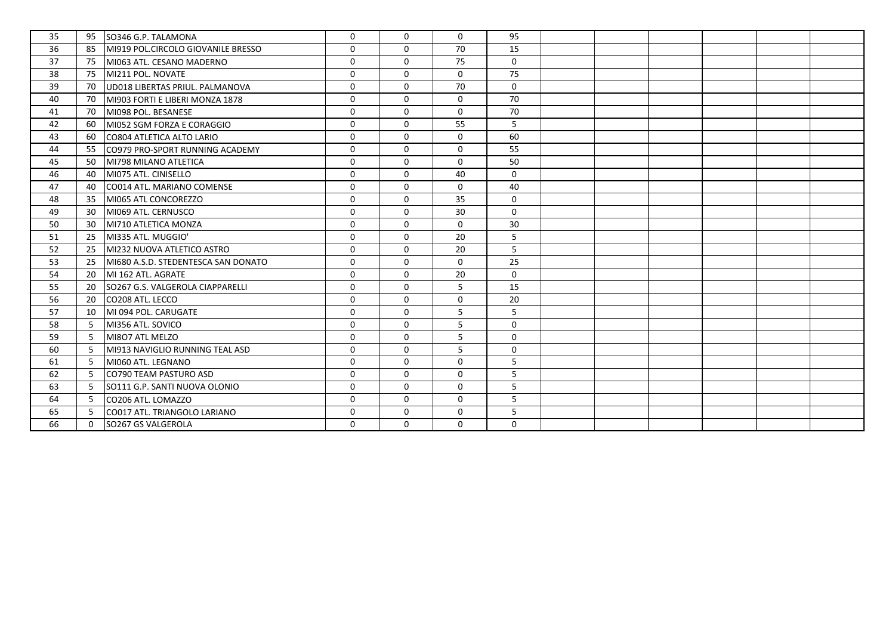| | | | | | | | | | | | | | |
|---|---|---|---|---|---|---|---|---|---|---|---|---|---|
| 35 | 95 | SO346 G.P. TALAMONA | 0 | 0 | 0 | 95 | | | | | | |
| 36 | 85 | MI919 POL.CIRCOLO GIOVANILE BRESSO | 0 | 0 | 70 | 15 | | | | | | |
| 37 | 75 | MI063 ATL. CESANO MADERNO | 0 | 0 | 75 | 0 | | | | | | |
| 38 | 75 | MI211 POL. NOVATE | 0 | 0 | 0 | 75 | | | | | | |
| 39 | 70 | UD018 LIBERTAS PRIUL. PALMANOVA | 0 | 0 | 70 | 0 | | | | | | |
| 40 | 70 | MI903 FORTI E LIBERI MONZA 1878 | 0 | 0 | 0 | 70 | | | | | | |
| 41 | 70 | MI098 POL. BESANESE | 0 | 0 | 0 | 70 | | | | | | |
| 42 | 60 | MI052 SGM FORZA E CORAGGIO | 0 | 0 | 55 | 5 | | | | | | |
| 43 | 60 | CO804 ATLETICA ALTO LARIO | 0 | 0 | 0 | 60 | | | | | | |
| 44 | 55 | CO979 PRO-SPORT RUNNING ACADEMY | 0 | 0 | 0 | 55 | | | | | | |
| 45 | 50 | MI798 MILANO ATLETICA | 0 | 0 | 0 | 50 | | | | | | |
| 46 | 40 | MI075 ATL. CINISELLO | 0 | 0 | 40 | 0 | | | | | | |
| 47 | 40 | CO014 ATL. MARIANO COMENSE | 0 | 0 | 0 | 40 | | | | | | |
| 48 | 35 | MI065 ATL CONCOREZZO | 0 | 0 | 35 | 0 | | | | | | |
| 49 | 30 | MI069 ATL. CERNUSCO | 0 | 0 | 30 | 0 | | | | | | |
| 50 | 30 | MI710 ATLETICA MONZA | 0 | 0 | 0 | 30 | | | | | | |
| 51 | 25 | MI335 ATL. MUGGIO' | 0 | 0 | 20 | 5 | | | | | | |
| 52 | 25 | MI232 NUOVA ATLETICO ASTRO | 0 | 0 | 20 | 5 | | | | | | |
| 53 | 25 | MI680 A.S.D. STEDENTESCA SAN DONATO | 0 | 0 | 0 | 25 | | | | | | |
| 54 | 20 | MI 162 ATL. AGRATE | 0 | 0 | 20 | 0 | | | | | | |
| 55 | 20 | SO267 G.S. VALGEROLA CIAPPARELLI | 0 | 0 | 5 | 15 | | | | | | |
| 56 | 20 | CO208 ATL. LECCO | 0 | 0 | 0 | 20 | | | | | | |
| 57 | 10 | MI 094 POL. CARUGATE | 0 | 0 | 5 | 5 | | | | | | |
| 58 | 5 | MI356 ATL. SOVICO | 0 | 0 | 5 | 0 | | | | | | |
| 59 | 5 | MI8O7 ATL MELZO | 0 | 0 | 5 | 0 | | | | | | |
| 60 | 5 | MI913 NAVIGLIO RUNNING TEAL ASD | 0 | 0 | 5 | 0 | | | | | | |
| 61 | 5 | MI060 ATL. LEGNANO | 0 | 0 | 0 | 5 | | | | | | |
| 62 | 5 | CO790 TEAM PASTURO ASD | 0 | 0 | 0 | 5 | | | | | | |
| 63 | 5 | SO111 G.P. SANTI NUOVA OLONIO | 0 | 0 | 0 | 5 | | | | | | |
| 64 | 5 | CO206 ATL. LOMAZZO | 0 | 0 | 0 | 5 | | | | | | |
| 65 | 5 | CO017 ATL. TRIANGOLO LARIANO | 0 | 0 | 0 | 5 | | | | | | |
| 66 | 0 | SO267 GS VALGEROLA | 0 | 0 | 0 | 0 | | | | | | |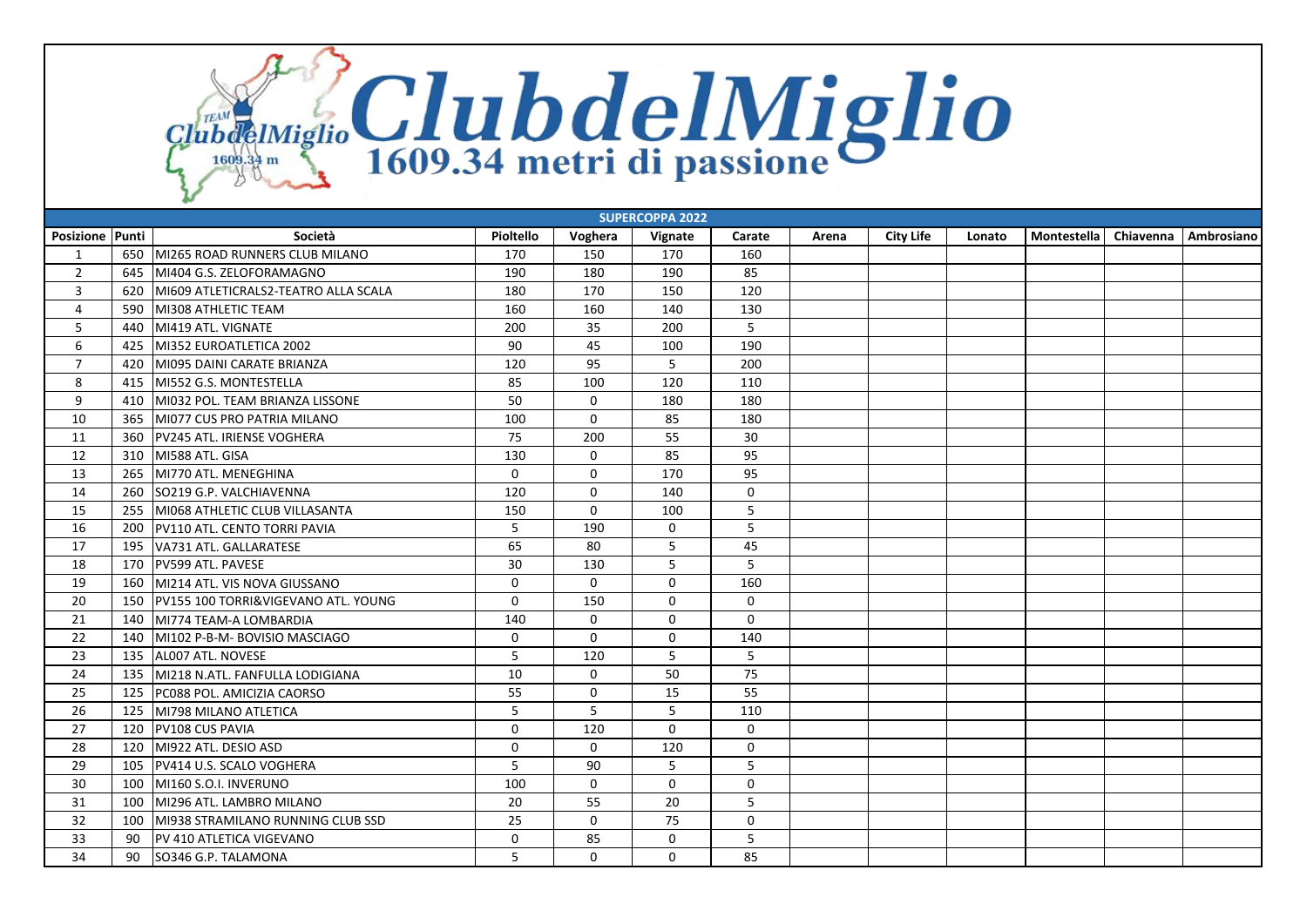# ClubdelMiglio

1609.34 metri di passione

| SUPERCOPPA 2022 | | | | | | | | | | | | | |
|---|---|---|---|---|---|---|---|---|---|---|---|---|---|
| Posizione | Punti | Società | Pioltello | Voghera | Vignate | Carate | Arena | City Life | Lonato | Montestella | Chiavenna | Ambrosiano |
| 1 | 650 | MI265 ROAD RUNNERS CLUB MILANO | 170 | 150 | 170 | 160 | | | | | | |
| 2 | 645 | MI404 G.S. ZELOFORAMAGNO | 190 | 180 | 190 | 85 | | | | | | |
| 3 | 620 | MI609 ATLETICRALS2-TEATRO ALLA SCALA | 180 | 170 | 150 | 120 | | | | | | |
| 4 | 590 | MI308 ATHLETIC TEAM | 160 | 160 | 140 | 130 | | | | | | |
| 5 | 440 | MI419 ATL. VIGNATE | 200 | 35 | 200 | 5 | | | | | | |
| 6 | 425 | MI352 EUROATLETICA 2002 | 90 | 45 | 100 | 190 | | | | | | |
| 7 | 420 | MI095 DAINI CARATE BRIANZA | 120 | 95 | 5 | 200 | | | | | | |
| 8 | 415 | MI552 G.S. MONTESTELLA | 85 | 100 | 120 | 110 | | | | | | |
| 9 | 410 | MI032 POL. TEAM BRIANZA LISSONE | 50 | 0 | 180 | 180 | | | | | | |
| 10 | 365 | MI077 CUS PRO PATRIA MILANO | 100 | 0 | 85 | 180 | | | | | | |
| 11 | 360 | PV245 ATL. IRIENSE VOGHERA | 75 | 200 | 55 | 30 | | | | | | |
| 12 | 310 | MI588 ATL. GISA | 130 | 0 | 85 | 95 | | | | | | |
| 13 | 265 | MI770 ATL. MENEGHINA | 0 | 0 | 170 | 95 | | | | | | |
| 14 | 260 | SO219 G.P. VALCHIAVENNA | 120 | 0 | 140 | 0 | | | | | | |
| 15 | 255 | MI068 ATHLETIC CLUB VILLASANTA | 150 | 0 | 100 | 5 | | | | | | |
| 16 | 200 | PV110 ATL. CENTO TORRI PAVIA | 5 | 190 | 0 | 5 | | | | | | |
| 17 | 195 | VA731 ATL. GALLARATESE | 65 | 80 | 5 | 45 | | | | | | |
| 18 | 170 | PV599 ATL. PAVESE | 30 | 130 | 5 | 5 | | | | | | |
| 19 | 160 | MI214 ATL. VIS NOVA GIUSSANO | 0 | 0 | 0 | 160 | | | | | | |
| 20 | 150 | PV155 100 TORRI&VIGEVANO ATL. YOUNG | 0 | 150 | 0 | 0 | | | | | | |
| 21 | 140 | MI774 TEAM-A LOMBARDIA | 140 | 0 | 0 | 0 | | | | | | |
| 22 | 140 | MI102 P-B-M- BOVISIO MASCIAGO | 0 | 0 | 0 | 140 | | | | | | |
| 23 | 135 | AL007 ATL. NOVESE | 5 | 120 | 5 | 5 | | | | | | |
| 24 | 135 | MI218 N.ATL. FANFULLA LODIGIANA | 10 | 0 | 50 | 75 | | | | | | |
| 25 | 125 | PC088 POL. AMICIZIA CAORSO | 55 | 0 | 15 | 55 | | | | | | |
| 26 | 125 | MI798 MILANO ATLETICA | 5 | 5 | 5 | 110 | | | | | | |
| 27 | 120 | PV108 CUS PAVIA | 0 | 120 | 0 | 0 | | | | | | |
| 28 | 120 | MI922 ATL. DESIO ASD | 0 | 0 | 120 | 0 | | | | | | |
| 29 | 105 | PV414 U.S. SCALO VOGHERA | 5 | 90 | 5 | 5 | | | | | | |
| 30 | 100 | MI160 S.O.I. INVERUNO | 100 | 0 | 0 | 0 | | | | | | |
| 31 | 100 | MI296 ATL. LAMBRO MILANO | 20 | 55 | 20 | 5 | | | | | | |
| 32 | 100 | MI938 STRAMILANO RUNNING CLUB SSD | 25 | 0 | 75 | 0 | | | | | | |
| 33 | 90 | PV 410 ATLETICA VIGEVANO | 0 | 85 | 0 | 5 | | | | | | |
| 34 | 90 | SO346 G.P. TALAMONA | 5 | 0 | 0 | 85 | | | | | | |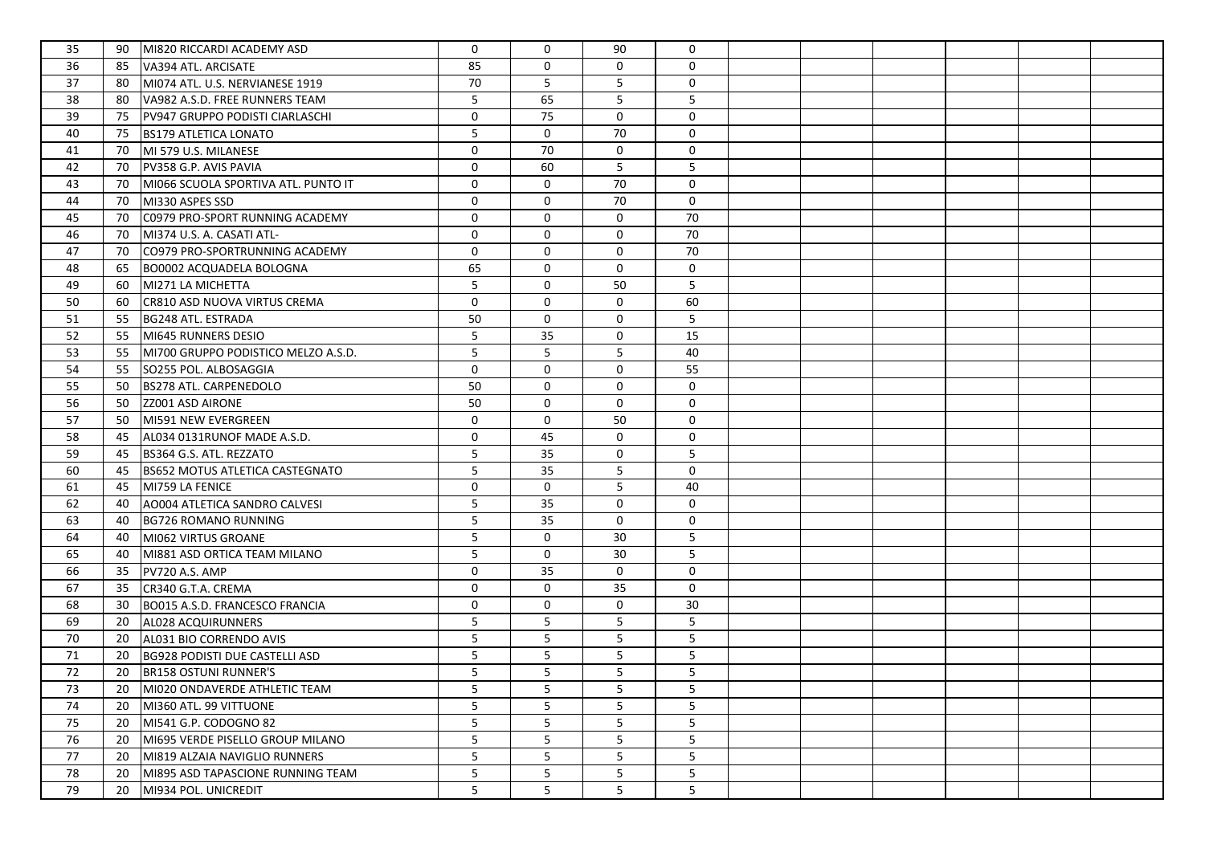| | | | | | | | | | | | | | |
|---|---|---|---|---|---|---|---|---|---|---|---|---|---|
| 35 | 90 | MI820 RICCARDI ACADEMY ASD | 0 | 0 | 90 | 0 | | | | | | |
| 36 | 85 | VA394 ATL. ARCISATE | 85 | 0 | 0 | 0 | | | | | | |
| 37 | 80 | MI074 ATL. U.S. NERVIANESE 1919 | 70 | 5 | 5 | 0 | | | | | | |
| 38 | 80 | VA982 A.S.D. FREE RUNNERS TEAM | 5 | 65 | 5 | 5 | | | | | | |
| 39 | 75 | PV947 GRUPPO PODISTI CIARLASCHI | 0 | 75 | 0 | 0 | | | | | | |
| 40 | 75 | BS179 ATLETICA LONATO | 5 | 0 | 70 | 0 | | | | | | |
| 41 | 70 | MI 579 U.S. MILANESE | 0 | 70 | 0 | 0 | | | | | | |
| 42 | 70 | PV358 G.P. AVIS PAVIA | 0 | 60 | 5 | 5 | | | | | | |
| 43 | 70 | MI066 SCUOLA SPORTIVA ATL. PUNTO IT | 0 | 0 | 70 | 0 | | | | | | |
| 44 | 70 | MI330 ASPES SSD | 0 | 0 | 70 | 0 | | | | | | |
| 45 | 70 | C0979 PRO-SPORT RUNNING ACADEMY | 0 | 0 | 0 | 70 | | | | | | |
| 46 | 70 | MI374 U.S. A. CASATI ATL- | 0 | 0 | 0 | 70 | | | | | | |
| 47 | 70 | CO979 PRO-SPORTRUNNING ACADEMY | 0 | 0 | 0 | 70 | | | | | | |
| 48 | 65 | BO0002 ACQUADELA BOLOGNA | 65 | 0 | 0 | 0 | | | | | | |
| 49 | 60 | MI271 LA MICHETTA | 5 | 0 | 50 | 5 | | | | | | |
| 50 | 60 | CR810 ASD NUOVA VIRTUS CREMA | 0 | 0 | 0 | 60 | | | | | | |
| 51 | 55 | BG248 ATL. ESTRADA | 50 | 0 | 0 | 5 | | | | | | |
| 52 | 55 | MI645 RUNNERS DESIO | 5 | 35 | 0 | 15 | | | | | | |
| 53 | 55 | MI700 GRUPPO PODISTICO MELZO A.S.D. | 5 | 5 | 5 | 40 | | | | | | |
| 54 | 55 | SO255 POL. ALBOSAGGIA | 0 | 0 | 0 | 55 | | | | | | |
| 55 | 50 | BS278 ATL. CARPENEDOLO | 50 | 0 | 0 | 0 | | | | | | |
| 56 | 50 | ZZ001 ASD AIRONE | 50 | 0 | 0 | 0 | | | | | | |
| 57 | 50 | MI591 NEW EVERGREEN | 0 | 0 | 50 | 0 | | | | | | |
| 58 | 45 | AL034 0131RUNOF MADE A.S.D. | 0 | 45 | 0 | 0 | | | | | | |
| 59 | 45 | BS364 G.S. ATL. REZZATO | 5 | 35 | 0 | 5 | | | | | | |
| 60 | 45 | BS652 MOTUS ATLETICA CASTEGNATO | 5 | 35 | 5 | 0 | | | | | | |
| 61 | 45 | MI759 LA FENICE | 0 | 0 | 5 | 40 | | | | | | |
| 62 | 40 | AO004 ATLETICA SANDRO CALVESI | 5 | 35 | 0 | 0 | | | | | | |
| 63 | 40 | BG726 ROMANO RUNNING | 5 | 35 | 0 | 0 | | | | | | |
| 64 | 40 | MI062 VIRTUS GROANE | 5 | 0 | 30 | 5 | | | | | | |
| 65 | 40 | MI881 ASD ORTICA TEAM MILANO | 5 | 0 | 30 | 5 | | | | | | |
| 66 | 35 | PV720 A.S. AMP | 0 | 35 | 0 | 0 | | | | | | |
| 67 | 35 | CR340 G.T.A. CREMA | 0 | 0 | 35 | 0 | | | | | | |
| 68 | 30 | BO015 A.S.D. FRANCESCO FRANCIA | 0 | 0 | 0 | 30 | | | | | | |
| 69 | 20 | AL028 ACQUIRUNNERS | 5 | 5 | 5 | 5 | | | | | | |
| 70 | 20 | AL031 BIO CORRENDO AVIS | 5 | 5 | 5 | 5 | | | | | | |
| 71 | 20 | BG928 PODISTI DUE CASTELLI ASD | 5 | 5 | 5 | 5 | | | | | | |
| 72 | 20 | BR158 OSTUNI RUNNER'S | 5 | 5 | 5 | 5 | | | | | | |
| 73 | 20 | MI020 ONDAVERDE ATHLETIC TEAM | 5 | 5 | 5 | 5 | | | | | | |
| 74 | 20 | MI360 ATL. 99 VITTUONE | 5 | 5 | 5 | 5 | | | | | | |
| 75 | 20 | MI541 G.P. CODOGNO 82 | 5 | 5 | 5 | 5 | | | | | | |
| 76 | 20 | MI695 VERDE PISELLO GROUP MILANO | 5 | 5 | 5 | 5 | | | | | | |
| 77 | 20 | MI819 ALZAIA NAVIGLIO RUNNERS | 5 | 5 | 5 | 5 | | | | | | |
| 78 | 20 | MI895 ASD TAPASCIONE RUNNING TEAM | 5 | 5 | 5 | 5 | | | | | | |
| 79 | 20 | MI934 POL. UNICREDIT | 5 | 5 | 5 | 5 | | | | | | |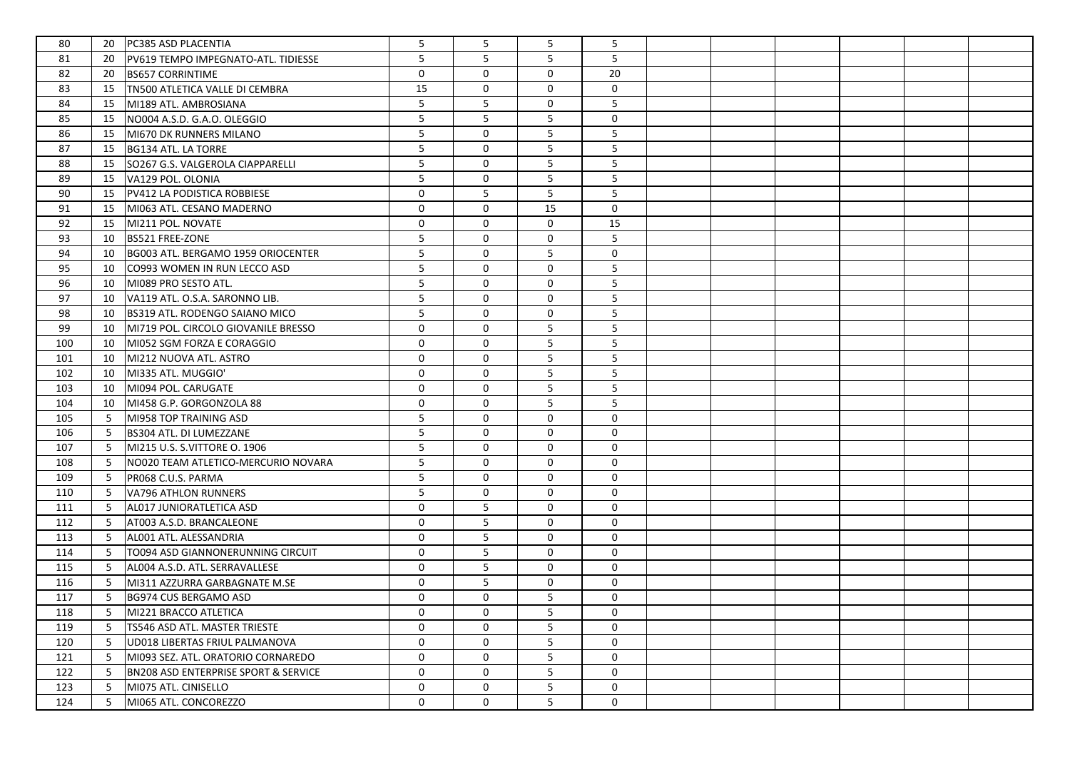| 80 | 20 | PC385 ASD PLACENTIA | 5 | 5 | 5 | 5 | | | | | | |
|---|---|---|---|---|---|---|---|---|---|---|---|---|
| 81 | 20 | PV619 TEMPO IMPEGNATO-ATL. TIDIESSE | 5 | 5 | 5 | 5 | | | | | | |
| 82 | 20 | BS657 CORRINTIME | 0 | 0 | 0 | 20 | | | | | | |
| 83 | 15 | TN500 ATLETICA VALLE DI CEMBRA | 15 | 0 | 0 | 0 | | | | | | |
| 84 | 15 | MI189 ATL. AMBROSIANA | 5 | 5 | 0 | 5 | | | | | | |
| 85 | 15 | NO004 A.S.D. G.A.O. OLEGGIO | 5 | 5 | 5 | 0 | | | | | | |
| 86 | 15 | MI670 DK RUNNERS MILANO | 5 | 0 | 5 | 5 | | | | | | |
| 87 | 15 | BG134 ATL. LA TORRE | 5 | 0 | 5 | 5 | | | | | | |
| 88 | 15 | SO267 G.S. VALGEROLA CIAPPARELLI | 5 | 0 | 5 | 5 | | | | | | |
| 89 | 15 | VA129 POL. OLONIA | 5 | 0 | 5 | 5 | | | | | | |
| 90 | 15 | PV412 LA PODISTICA ROBBIESE | 0 | 5 | 5 | 5 | | | | | | |
| 91 | 15 | MI063 ATL. CESANO MADERNO | 0 | 0 | 15 | 0 | | | | | | |
| 92 | 15 | MI211 POL. NOVATE | 0 | 0 | 0 | 15 | | | | | | |
| 93 | 10 | BS521 FREE-ZONE | 5 | 0 | 0 | 5 | | | | | | |
| 94 | 10 | BG003 ATL. BERGAMO 1959 ORIOCENTER | 5 | 0 | 5 | 0 | | | | | | |
| 95 | 10 | CO993 WOMEN IN RUN LECCO ASD | 5 | 0 | 0 | 5 | | | | | | |
| 96 | 10 | MI089 PRO SESTO ATL. | 5 | 0 | 0 | 5 | | | | | | |
| 97 | 10 | VA119 ATL. O.S.A. SARONNO LIB. | 5 | 0 | 0 | 5 | | | | | | |
| 98 | 10 | BS319 ATL. RODENGO SAIANO MICO | 5 | 0 | 0 | 5 | | | | | | |
| 99 | 10 | MI719 POL. CIRCOLO GIOVANILE BRESSO | 0 | 0 | 5 | 5 | | | | | | |
| 100 | 10 | MI052 SGM FORZA E CORAGGIO | 0 | 0 | 5 | 5 | | | | | | |
| 101 | 10 | MI212 NUOVA ATL. ASTRO | 0 | 0 | 5 | 5 | | | | | | |
| 102 | 10 | MI335 ATL. MUGGIO' | 0 | 0 | 5 | 5 | | | | | | |
| 103 | 10 | MI094 POL. CARUGATE | 0 | 0 | 5 | 5 | | | | | | |
| 104 | 10 | MI458 G.P. GORGONZOLA 88 | 0 | 0 | 5 | 5 | | | | | | |
| 105 | 5 | MI958 TOP TRAINING ASD | 5 | 0 | 0 | 0 | | | | | | |
| 106 | 5 | BS304 ATL. DI LUMEZZANE | 5 | 0 | 0 | 0 | | | | | | |
| 107 | 5 | MI215 U.S. S.VITTORE O. 1906 | 5 | 0 | 0 | 0 | | | | | | |
| 108 | 5 | NO020 TEAM ATLETICO-MERCURIO NOVARA | 5 | 0 | 0 | 0 | | | | | | |
| 109 | 5 | PR068 C.U.S. PARMA | 5 | 0 | 0 | 0 | | | | | | |
| 110 | 5 | VA796 ATHLON RUNNERS | 5 | 0 | 0 | 0 | | | | | | |
| 111 | 5 | AL017 JUNIORATLETICA ASD | 0 | 5 | 0 | 0 | | | | | | |
| 112 | 5 | AT003 A.S.D. BRANCALEONE | 0 | 5 | 0 | 0 | | | | | | |
| 113 | 5 | AL001 ATL. ALESSANDRIA | 0 | 5 | 0 | 0 | | | | | | |
| 114 | 5 | TO094 ASD GIANNONERUNNING CIRCUIT | 0 | 5 | 0 | 0 | | | | | | |
| 115 | 5 | AL004 A.S.D. ATL. SERRAVALLESE | 0 | 5 | 0 | 0 | | | | | | |
| 116 | 5 | MI311 AZZURRA GARBAGNATE M.SE | 0 | 5 | 0 | 0 | | | | | | |
| 117 | 5 | BG974 CUS BERGAMO ASD | 0 | 0 | 5 | 0 | | | | | | |
| 118 | 5 | MI221 BRACCO ATLETICA | 0 | 0 | 5 | 0 | | | | | | |
| 119 | 5 | TS546 ASD ATL. MASTER TRIESTE | 0 | 0 | 5 | 0 | | | | | | |
| 120 | 5 | UD018 LIBERTAS FRIUL PALMANOVA | 0 | 0 | 5 | 0 | | | | | | |
| 121 | 5 | MI093 SEZ. ATL. ORATORIO CORNAREDO | 0 | 0 | 5 | 0 | | | | | | |
| 122 | 5 | BN208 ASD ENTERPRISE SPORT & SERVICE | 0 | 0 | 5 | 0 | | | | | | |
| 123 | 5 | MI075 ATL. CINISELLO | 0 | 0 | 5 | 0 | | | | | | |
| 124 | 5 | MI065 ATL. CONCOREZZO | 0 | 0 | 5 | 0 | | | | | | |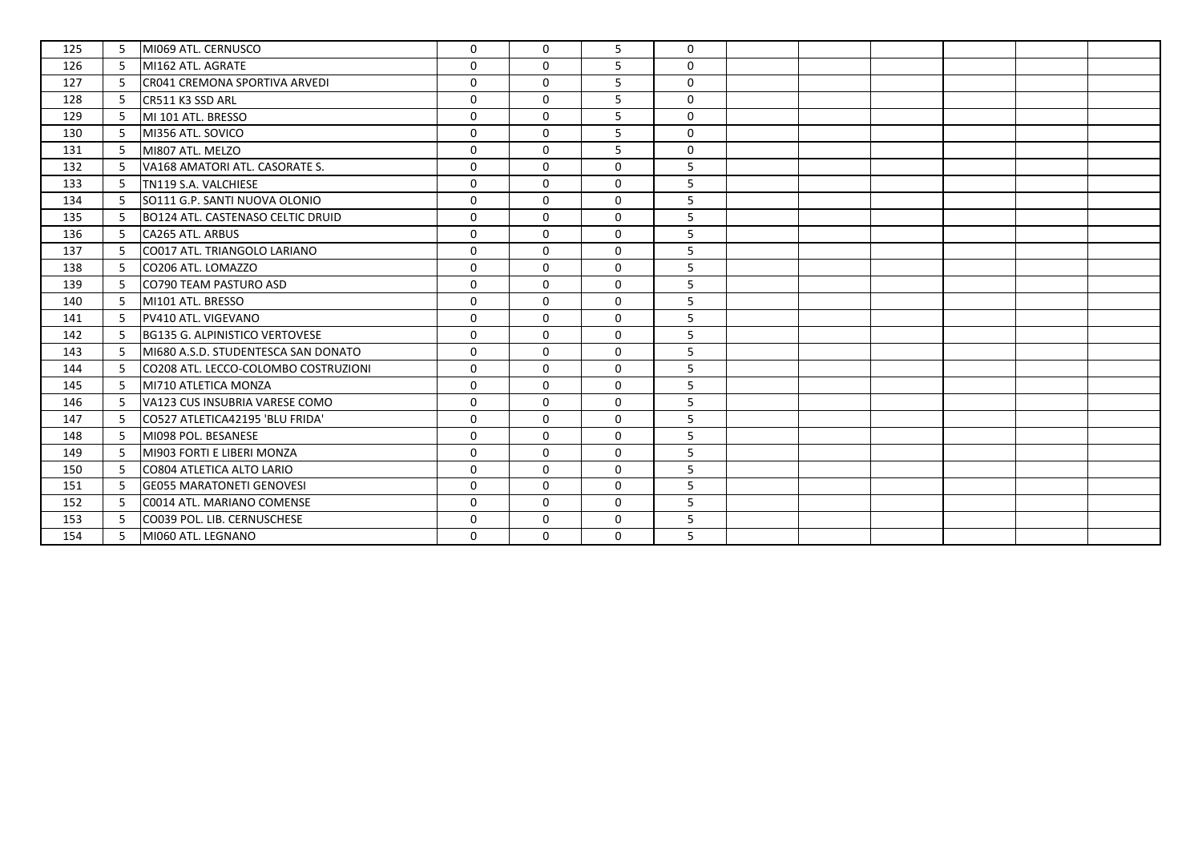| | | | | | | | | | | | | | |
|---|---|---|---|---|---|---|---|---|---|---|---|---|---|
| 125 | 5 | MI069 ATL. CERNUSCO | 0 | 0 | 5 | 0 | | | | | | | |
| 126 | 5 | MI162 ATL. AGRATE | 0 | 0 | 5 | 0 | | | | | | | |
| 127 | 5 | CR041 CREMONA SPORTIVA ARVEDI | 0 | 0 | 5 | 0 | | | | | | | |
| 128 | 5 | CR511 K3 SSD ARL | 0 | 0 | 5 | 0 | | | | | | | |
| 129 | 5 | MI 101 ATL. BRESSO | 0 | 0 | 5 | 0 | | | | | | | |
| 130 | 5 | MI356 ATL. SOVICO | 0 | 0 | 5 | 0 | | | | | | | |
| 131 | 5 | MI807 ATL. MELZO | 0 | 0 | 5 | 0 | | | | | | | |
| 132 | 5 | VA168 AMATORI ATL. CASORATE S. | 0 | 0 | 0 | 5 | | | | | | | |
| 133 | 5 | TN119 S.A. VALCHIESE | 0 | 0 | 0 | 5 | | | | | | | |
| 134 | 5 | SO111 G.P. SANTI NUOVA OLONIO | 0 | 0 | 0 | 5 | | | | | | | |
| 135 | 5 | BO124 ATL. CASTENASO CELTIC DRUID | 0 | 0 | 0 | 5 | | | | | | | |
| 136 | 5 | CA265 ATL. ARBUS | 0 | 0 | 0 | 5 | | | | | | | |
| 137 | 5 | CO017 ATL. TRIANGOLO LARIANO | 0 | 0 | 0 | 5 | | | | | | | |
| 138 | 5 | CO206 ATL. LOMAZZO | 0 | 0 | 0 | 5 | | | | | | | |
| 139 | 5 | CO790 TEAM PASTURO ASD | 0 | 0 | 0 | 5 | | | | | | | |
| 140 | 5 | MI101 ATL. BRESSO | 0 | 0 | 0 | 5 | | | | | | | |
| 141 | 5 | PV410 ATL. VIGEVANO | 0 | 0 | 0 | 5 | | | | | | | |
| 142 | 5 | BG135 G. ALPINISTICO VERTOVESE | 0 | 0 | 0 | 5 | | | | | | | |
| 143 | 5 | MI680 A.S.D. STUDENTESCA SAN DONATO | 0 | 0 | 0 | 5 | | | | | | | |
| 144 | 5 | CO208 ATL. LECCO-COLOMBO COSTRUZIONI | 0 | 0 | 0 | 5 | | | | | | | |
| 145 | 5 | MI710 ATLETICA MONZA | 0 | 0 | 0 | 5 | | | | | | | |
| 146 | 5 | VA123 CUS INSUBRIA VARESE COMO | 0 | 0 | 0 | 5 | | | | | | | |
| 147 | 5 | CO527 ATLETICA42195 'BLU FRIDA' | 0 | 0 | 0 | 5 | | | | | | | |
| 148 | 5 | MI098 POL. BESANESE | 0 | 0 | 0 | 5 | | | | | | | |
| 149 | 5 | MI903 FORTI E LIBERI MONZA | 0 | 0 | 0 | 5 | | | | | | | |
| 150 | 5 | CO804 ATLETICA ALTO LARIO | 0 | 0 | 0 | 5 | | | | | | | |
| 151 | 5 | GE055 MARATONETI GENOVESI | 0 | 0 | 0 | 5 | | | | | | | |
| 152 | 5 | C0014 ATL. MARIANO COMENSE | 0 | 0 | 0 | 5 | | | | | | | |
| 153 | 5 | CO039 POL. LIB. CERNUSCHESE | 0 | 0 | 0 | 5 | | | | | | | |
| 154 | 5 | MI060 ATL. LEGNANO | 0 | 0 | 0 | 5 | | | | | | | |